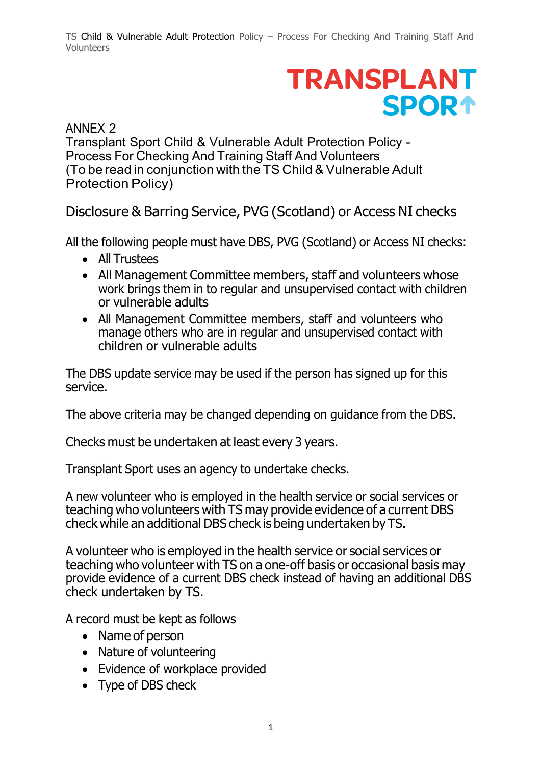TRANSPLANT SPORT

ANNEX 2
Transplant Sport Child & Vulnerable Adult Protection Policy - Process For Checking And Training Staff And Volunteers
(To be read in conjunction with the TS Child & Vulnerable Adult Protection Policy)

## Disclosure & Barring Service, PVG (Scotland) or Access NI checks

All the following people must have DBS, PVG (Scotland) or Access NI checks:

- All Trustees
- All Management Committee members, staff and volunteers whose work brings them in to regular and unsupervised contact with children or vulnerable adults
- All Management Committee members, staff and volunteers who manage others who are in regular and unsupervised contact with children or vulnerable adults

The DBS update service may be used if the person has signed up for this service.

The above criteria may be changed depending on guidance from the DBS.

Checks must be undertaken at least every 3 years.

Transplant Sport uses an agency to undertake checks.

A new volunteer who is employed in the health service or social services or teaching who volunteers with TS may provide evidence of a current DBS check while an additional DBS check is being undertaken by TS.

A volunteer who is employed in the health service or social services or teaching who volunteer with TS on a one-off basis or occasional basis may provide evidence of a current DBS check instead of having an additional DBS check undertaken by TS.

A record must be kept as follows

- Name of person
- Nature of volunteering
- Evidence of workplace provided
- Type of DBS check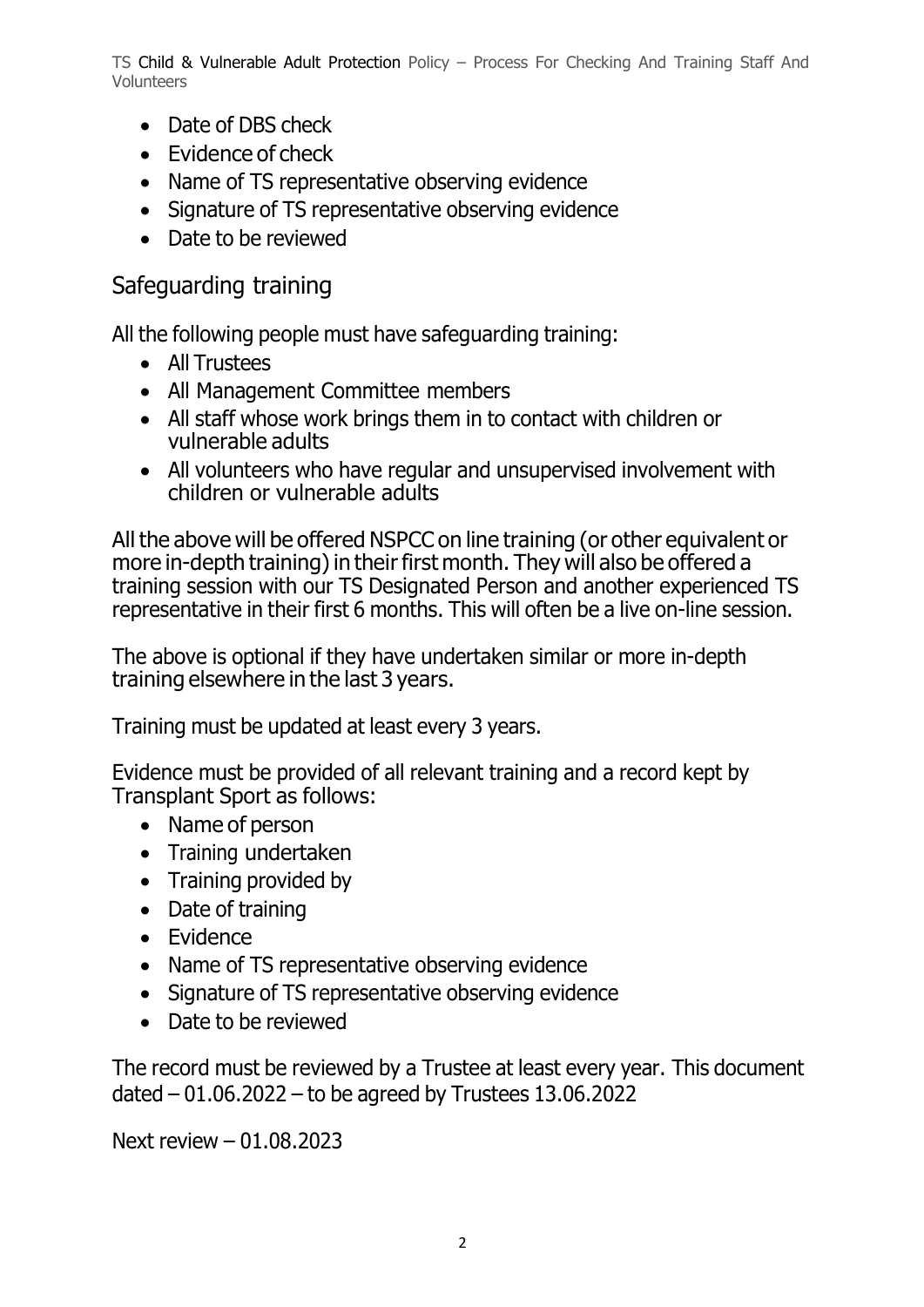- Date of DBS check
- Evidence of check
- Name of TS representative observing evidence
- Signature of TS representative observing evidence
- Date to be reviewed

## Safeguarding training

All the following people must have safeguarding training:

- All Trustees
- All Management Committee members
- All staff whose work brings them in to contact with children or vulnerable adults
- All volunteers who have regular and unsupervised involvement with children or vulnerable adults

All the above will be offered NSPCC on line training (or other equivalent or more in-depth training) in their first month. They will also be offered a training session with our TS Designated Person and another experienced TS representative in their first 6 months. This will often be a live on-line session.

The above is optional if they have undertaken similar or more in-depth training elsewhere in the last 3 years.

Training must be updated at least every 3 years.

Evidence must be provided of all relevant training and a record kept by Transplant Sport as follows:

- Name of person
- Training undertaken
- Training provided by
- Date of training
- Evidence
- Name of TS representative observing evidence
- Signature of TS representative observing evidence
- Date to be reviewed

The record must be reviewed by a Trustee at least every year. This document dated – 01.06.2022 – to be agreed by Trustees 13.06.2022

Next review – 01.08.2023